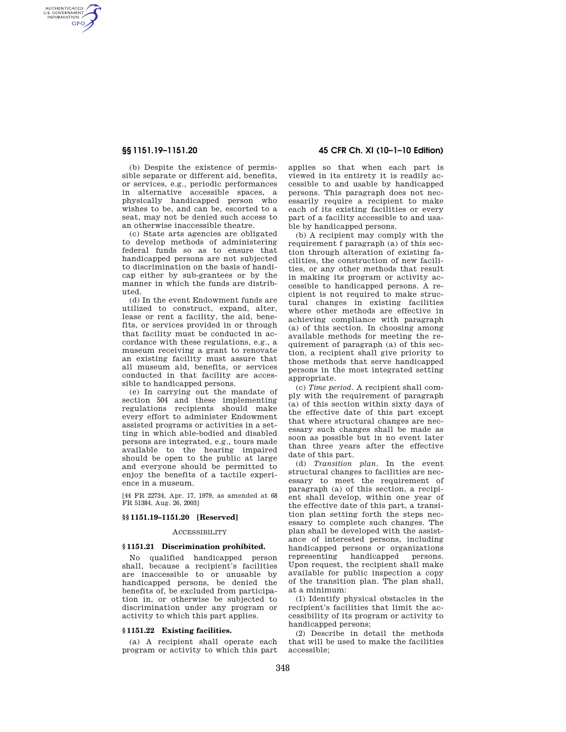(b) Despite the existence of permissible separate or different aid, benefits, or services, e.g., periodic performances in alternative accessible spaces, a physically handicapped person who wishes to be, and can be, escorted to a seat, may not be denied such access to an otherwise inaccessible theatre.

(c) State arts agencies are obligated to develop methods of administering federal funds so as to ensure that handicapped persons are not subjected to discrimination on the basis of handicap either by sub-grantees or by the manner in which the funds are distributed.

(d) In the event Endowment funds are utilized to construct, expand, alter, lease or rent a facility, the aid, benefits, or services provided in or through that facility must be conducted in accordance with these regulations, e.g., a museum receiving a grant to renovate an existing facility must assure that all museum aid, benefits, or services conducted in that facility are accessible to handicapped persons.

(e) In carrying out the mandate of section 504 and these implementing regulations recipients should make every effort to administer Endowment assisted programs or activities in a setting in which able-bodied and disabled persons are integrated, e.g., tours made available to the hearing impaired should be open to the public at large and everyone should be permitted to enjoy the benefits of a tactile experience in a museum.

[44 FR 22734, Apr. 17, 1979, as amended at 68 FR 51384, Aug. 26, 2003]

### §§ 1151.19–1151.20 [Reserved]

ACCESSIBILITY

### § 1151.21 Discrimination prohibited.

No qualified handicapped person shall, because a recipient's facilities are inaccessible to or unusable by handicapped persons, be denied the benefits of, be excluded from participation in, or otherwise be subjected to discrimination under any program or activity to which this part applies.

### § 1151.22 Existing facilities.

(a) A recipient shall operate each program or activity to which this part applies so that when each part is viewed in its entirety it is readily accessible to and usable by handicapped persons. This paragraph does not necessarily require a recipient to make each of its existing facilities or every part of a facility accessible to and usable by handicapped persons.

(b) A recipient may comply with the requirement f paragraph (a) of this section through alteration of existing facilities, the construction of new facilities, or any other methods that result in making its program or activity accessible to handicapped persons. A recipient is not required to make structural changes in existing facilities where other methods are effective in achieving compliance with paragraph (a) of this section. In choosing among available methods for meeting the requirement of paragraph (a) of this section, a recipient shall give priority to those methods that serve handicapped persons in the most integrated setting appropriate.

(c) *Time period.* A recipient shall comply with the requirement of paragraph (a) of this section within sixty days of the effective date of this part except that where structural changes are necessary such changes shall be made as soon as possible but in no event later than three years after the effective date of this part.

(d) *Transition plan.* In the event structural changes to facilities are necessary to meet the requirement of paragraph (a) of this section, a recipient shall develop, within one year of the effective date of this part, a transition plan setting forth the steps necessary to complete such changes. The plan shall be developed with the assistance of interested persons, including handicapped persons or organizations representing handicapped persons. Upon request, the recipient shall make available for public inspection a copy of the transition plan. The plan shall, at a minimum:

(1) Identify physical obstacles in the recipient's facilities that limit the accessibility of its program or activity to handicapped persons;

(2) Describe in detail the methods that will be used to make the facilities accessible;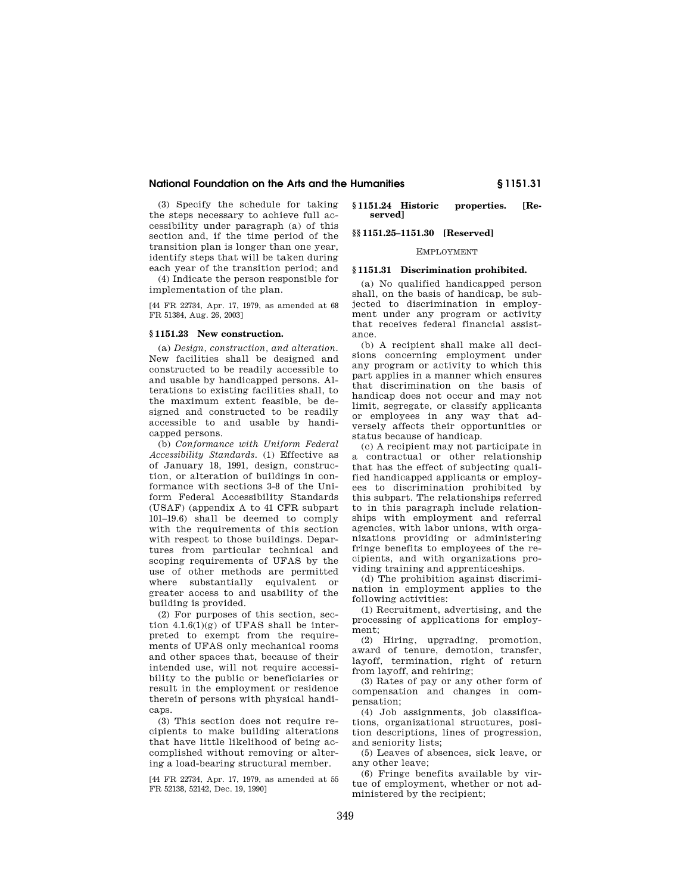(3) Specify the schedule for taking the steps necessary to achieve full accessibility under paragraph (a) of this section and, if the time period of the transition plan is longer than one year, identify steps that will be taken during each year of the transition period; and

(4) Indicate the person responsible for implementation of the plan.

[44 FR 22734, Apr. 17, 1979, as amended at 68 FR 51384, Aug. 26, 2003]

### § 1151.23 New construction.

(a) *Design, construction, and alteration.* New facilities shall be designed and constructed to be readily accessible to and usable by handicapped persons. Alterations to existing facilities shall, to the maximum extent feasible, be designed and constructed to be readily accessible to and usable by handicapped persons.

(b) *Conformance with Uniform Federal Accessibility Standards.* (1) Effective as of January 18, 1991, design, construction, or alteration of buildings in conformance with sections 3-8 of the Uniform Federal Accessibility Standards (USAF) (appendix A to 41 CFR subpart 101–19.6) shall be deemed to comply with the requirements of this section with respect to those buildings. Departures from particular technical and scoping requirements of UFAS by the use of other methods are permitted where substantially equivalent or greater access to and usability of the building is provided.

(2) For purposes of this section, section 4.1.6(1)(g) of UFAS shall be interpreted to exempt from the requirements of UFAS only mechanical rooms and other spaces that, because of their intended use, will not require accessibility to the public or beneficiaries or result in the employment or residence therein of persons with physical handicaps.

(3) This section does not require recipients to make building alterations that have little likelihood of being accomplished without removing or altering a load-bearing structural member.

[44 FR 22734, Apr. 17, 1979, as amended at 55 FR 52138, 52142, Dec. 19, 1990]

### § 1151.24 Historic properties. [Reserved]

### §§ 1151.25–1151.30 [Reserved]

## EMPLOYMENT

### § 1151.31 Discrimination prohibited.

(a) No qualified handicapped person shall, on the basis of handicap, be subjected to discrimination in employment under any program or activity that receives federal financial assistance.

(b) A recipient shall make all decisions concerning employment under any program or activity to which this part applies in a manner which ensures that discrimination on the basis of handicap does not occur and may not limit, segregate, or classify applicants or employees in any way that adversely affects their opportunities or status because of handicap.

(c) A recipient may not participate in a contractual or other relationship that has the effect of subjecting qualified handicapped applicants or employees to discrimination prohibited by this subpart. The relationships referred to in this paragraph include relationships with employment and referral agencies, with labor unions, with organizations providing or administering fringe benefits to employees of the recipients, and with organizations providing training and apprenticeships.

(d) The prohibition against discrimination in employment applies to the following activities:

(1) Recruitment, advertising, and the processing of applications for employment;

(2) Hiring, upgrading, promotion, award of tenure, demotion, transfer, layoff, termination, right of return from layoff, and rehiring;

(3) Rates of pay or any other form of compensation and changes in compensation;

(4) Job assignments, job classifications, organizational structures, position descriptions, lines of progression, and seniority lists;

(5) Leaves of absences, sick leave, or any other leave;

(6) Fringe benefits available by virtue of employment, whether or not administered by the recipient;